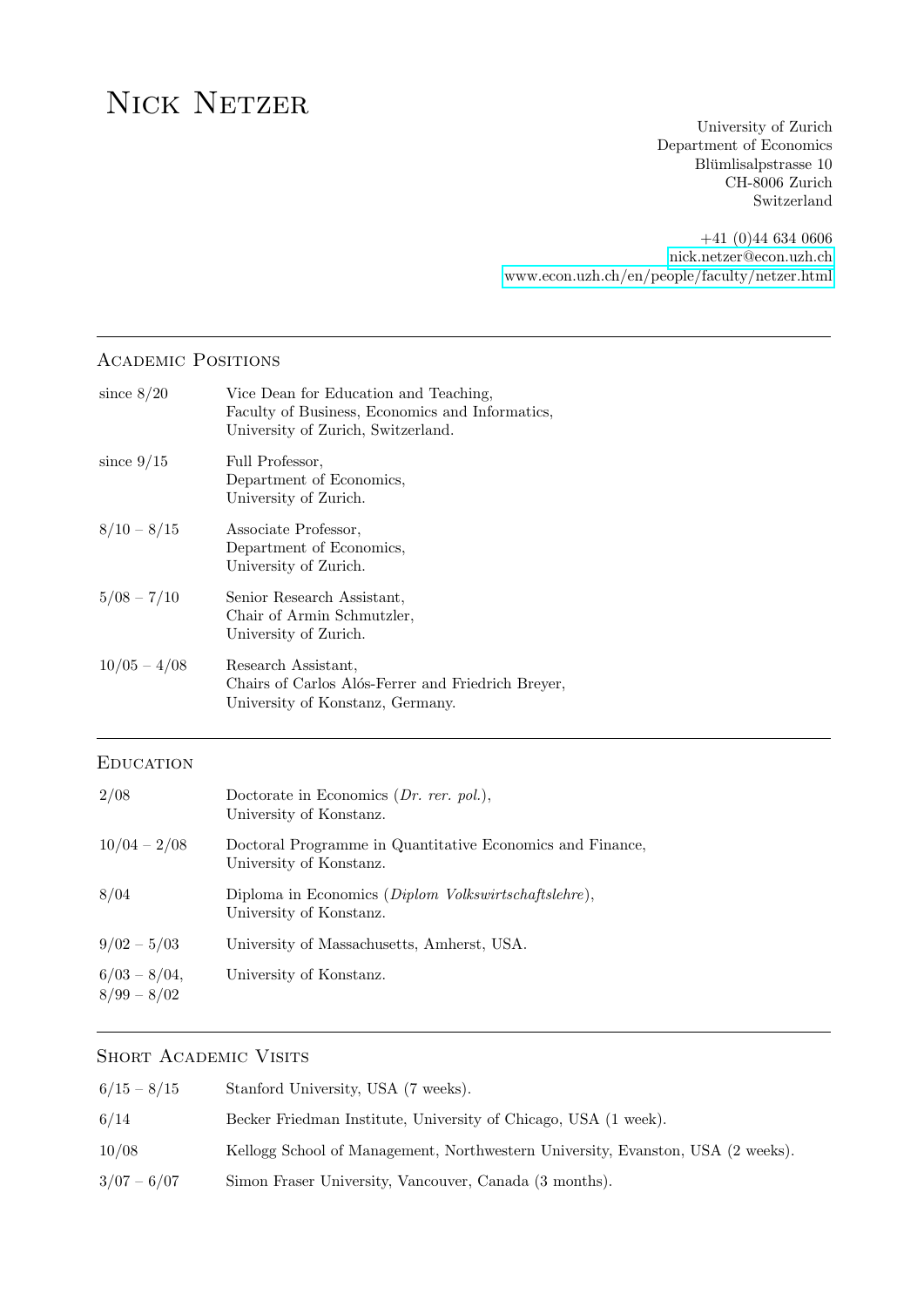# Nick Netzer

University of Zurich
Department of Economics
Blümlisalpstrasse 10
CH-8006 Zurich
Switzerland

+41 (0)44 634 0606
nick.netzer@econ.uzh.ch
www.econ.uzh.ch/en/people/faculty/netzer.html

---

## Academic Positions

| | |
|---|---|
| since 8/20 | Vice Dean for Education and Teaching, Faculty of Business, Economics and Informatics, University of Zurich, Switzerland. |
| since 9/15 | Full Professor, Department of Economics, University of Zurich. |
| 8/10 – 8/15 | Associate Professor, Department of Economics, University of Zurich. |
| 5/08 – 7/10 | Senior Research Assistant, Chair of Armin Schmutzler, University of Zurich. |
| 10/05 – 4/08 | Research Assistant, Chairs of Carlos Alós-Ferrer and Friedrich Breyer, University of Konstanz, Germany. |

---

## Education

| | |
|---|---|
| 2/08 | Doctorate in Economics (*Dr. rer. pol.*), University of Konstanz. |
| 10/04 – 2/08 | Doctoral Programme in Quantitative Economics and Finance, University of Konstanz. |
| 8/04 | Diploma in Economics (*Diplom Volkswirtschaftslehre*), University of Konstanz. |
| 9/02 – 5/03 | University of Massachusetts, Amherst, USA. |
| 6/03 – 8/04, 8/99 – 8/02 | University of Konstanz. |

---

## Short Academic Visits

| | |
|---|---|
| 6/15 – 8/15 | Stanford University, USA (7 weeks). |
| 6/14 | Becker Friedman Institute, University of Chicago, USA (1 week). |
| 10/08 | Kellogg School of Management, Northwestern University, Evanston, USA (2 weeks). |
| 3/07 – 6/07 | Simon Fraser University, Vancouver, Canada (3 months). |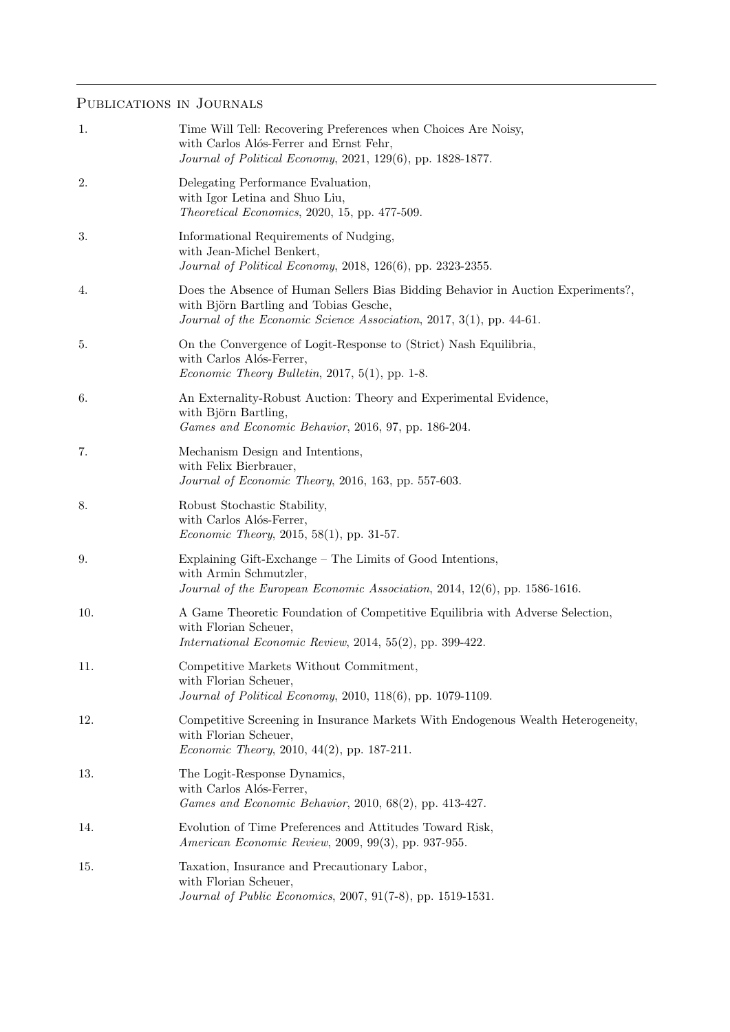## Publications in Journals

1. Time Will Tell: Recovering Preferences when Choices Are Noisy,
   with Carlos Alós-Ferrer and Ernst Fehr,
   *Journal of Political Economy*, 2021, 129(6), pp. 1828-1877.

2. Delegating Performance Evaluation,
   with Igor Letina and Shuo Liu,
   *Theoretical Economics*, 2020, 15, pp. 477-509.

3. Informational Requirements of Nudging,
   with Jean-Michel Benkert,
   *Journal of Political Economy*, 2018, 126(6), pp. 2323-2355.

4. Does the Absence of Human Sellers Bias Bidding Behavior in Auction Experiments?,
   with Björn Bartling and Tobias Gesche,
   *Journal of the Economic Science Association*, 2017, 3(1), pp. 44-61.

5. On the Convergence of Logit-Response to (Strict) Nash Equilibria,
   with Carlos Alós-Ferrer,
   *Economic Theory Bulletin*, 2017, 5(1), pp. 1-8.

6. An Externality-Robust Auction: Theory and Experimental Evidence,
   with Björn Bartling,
   *Games and Economic Behavior*, 2016, 97, pp. 186-204.

7. Mechanism Design and Intentions,
   with Felix Bierbrauer,
   *Journal of Economic Theory*, 2016, 163, pp. 557-603.

8. Robust Stochastic Stability,
   with Carlos Alós-Ferrer,
   *Economic Theory*, 2015, 58(1), pp. 31-57.

9. Explaining Gift-Exchange – The Limits of Good Intentions,
   with Armin Schmutzler,
   *Journal of the European Economic Association*, 2014, 12(6), pp. 1586-1616.

10. A Game Theoretic Foundation of Competitive Equilibria with Adverse Selection,
    with Florian Scheuer,
    *International Economic Review*, 2014, 55(2), pp. 399-422.

11. Competitive Markets Without Commitment,
    with Florian Scheuer,
    *Journal of Political Economy*, 2010, 118(6), pp. 1079-1109.

12. Competitive Screening in Insurance Markets With Endogenous Wealth Heterogeneity,
    with Florian Scheuer,
    *Economic Theory*, 2010, 44(2), pp. 187-211.

13. The Logit-Response Dynamics,
    with Carlos Alós-Ferrer,
    *Games and Economic Behavior*, 2010, 68(2), pp. 413-427.

14. Evolution of Time Preferences and Attitudes Toward Risk,
    *American Economic Review*, 2009, 99(3), pp. 937-955.

15. Taxation, Insurance and Precautionary Labor,
    with Florian Scheuer,
    *Journal of Public Economics*, 2007, 91(7-8), pp. 1519-1531.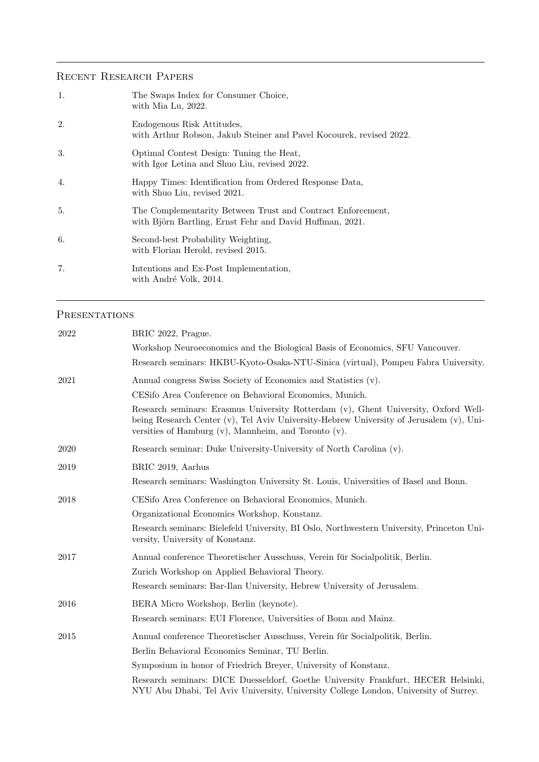## Recent Research Papers

1. The Swaps Index for Consumer Choice,
   with Mia Lu, 2022.

2. Endogenous Risk Attitudes,
   with Arthur Robson, Jakub Steiner and Pavel Kocourek, revised 2022.

3. Optimal Contest Design: Tuning the Heat,
   with Igor Letina and Shuo Liu, revised 2022.

4. Happy Times: Identification from Ordered Response Data,
   with Shuo Liu, revised 2021.

5. The Complementarity Between Trust and Contract Enforcement,
   with Björn Bartling, Ernst Fehr and David Huffman, 2021.

6. Second-best Probability Weighting,
   with Florian Herold, revised 2015.

7. Intentions and Ex-Post Implementation,
   with André Volk, 2014.

## Presentations

**2022**

BRIC 2022, Prague.

Workshop Neuroeconomics and the Biological Basis of Economics, SFU Vancouver.

Research seminars: HKBU-Kyoto-Osaka-NTU-Sinica (virtual), Pompeu Fabra University.

**2021**

Annual congress Swiss Society of Economics and Statistics (v).

CESifo Area Conference on Behavioral Economics, Munich.

Research seminars: Erasmus University Rotterdam (v), Ghent University, Oxford Well-being Research Center (v), Tel Aviv University-Hebrew University of Jerusalem (v), Universities of Hamburg (v), Mannheim, and Toronto (v).

**2020**

Research seminar: Duke University-University of North Carolina (v).

**2019**

BRIC 2019, Aarhus

Research seminars: Washington University St. Louis, Universities of Basel and Bonn.

**2018**

CESifo Area Conference on Behavioral Economics, Munich.

Organizational Economics Workshop, Konstanz.

Research seminars: Bielefeld University, BI Oslo, Northwestern University, Princeton University, University of Konstanz.

**2017**

Annual conference Theoretischer Ausschuss, Verein für Socialpolitik, Berlin.

Zurich Workshop on Applied Behavioral Theory.

Research seminars: Bar-Ilan University, Hebrew University of Jerusalem.

**2016**

BERA Micro Workshop, Berlin (keynote).

Research seminars: EUI Florence, Universities of Bonn and Mainz.

**2015**

Annual conference Theoretischer Ausschuss, Verein für Socialpolitik, Berlin.

Berlin Behavioral Economics Seminar, TU Berlin.

Symposium in honor of Friedrich Breyer, University of Konstanz.

Research seminars: DICE Duesseldorf, Goethe University Frankfurt, HECER Helsinki, NYU Abu Dhabi, Tel Aviv University, University College London, University of Surrey.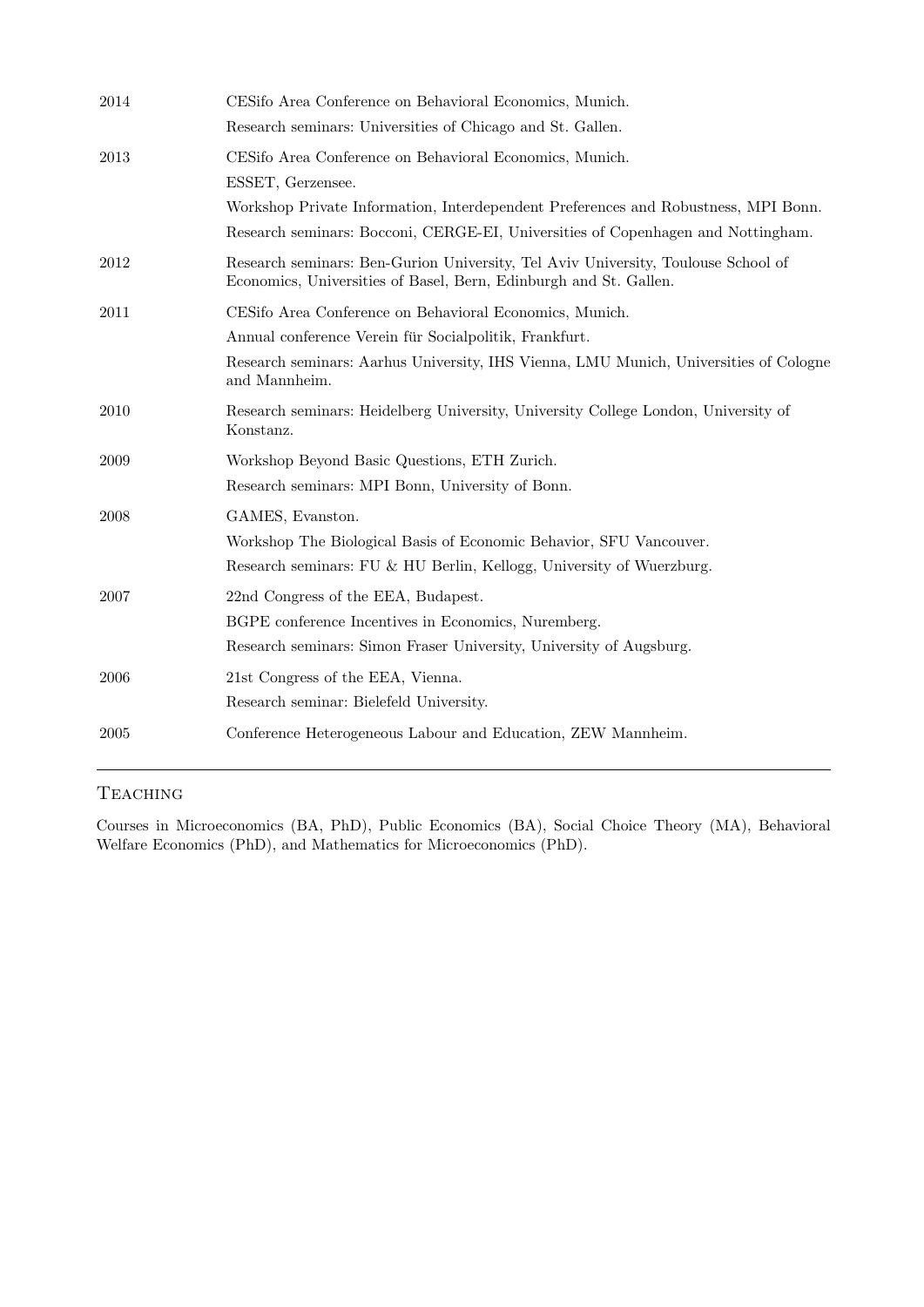| | |
|---|---|
| 2014 | CESifo Area Conference on Behavioral Economics, Munich.<br>Research seminars: Universities of Chicago and St. Gallen. |
| 2013 | CESifo Area Conference on Behavioral Economics, Munich.<br>ESSET, Gerzensee.<br>Workshop Private Information, Interdependent Preferences and Robustness, MPI Bonn.<br>Research seminars: Bocconi, CERGE-EI, Universities of Copenhagen and Nottingham. |
| 2012 | Research seminars: Ben-Gurion University, Tel Aviv University, Toulouse School of Economics, Universities of Basel, Bern, Edinburgh and St. Gallen. |
| 2011 | CESifo Area Conference on Behavioral Economics, Munich.<br>Annual conference Verein für Socialpolitik, Frankfurt.<br>Research seminars: Aarhus University, IHS Vienna, LMU Munich, Universities of Cologne and Mannheim. |
| 2010 | Research seminars: Heidelberg University, University College London, University of Konstanz. |
| 2009 | Workshop Beyond Basic Questions, ETH Zurich.<br>Research seminars: MPI Bonn, University of Bonn. |
| 2008 | GAMES, Evanston.<br>Workshop The Biological Basis of Economic Behavior, SFU Vancouver.<br>Research seminars: FU & HU Berlin, Kellogg, University of Wuerzburg. |
| 2007 | 22nd Congress of the EEA, Budapest.<br>BGPE conference Incentives in Economics, Nuremberg.<br>Research seminars: Simon Fraser University, University of Augsburg. |
| 2006 | 21st Congress of the EEA, Vienna.<br>Research seminar: Bielefeld University. |
| 2005 | Conference Heterogeneous Labour and Education, ZEW Mannheim. |

## Teaching

Courses in Microeconomics (BA, PhD), Public Economics (BA), Social Choice Theory (MA), Behavioral Welfare Economics (PhD), and Mathematics for Microeconomics (PhD).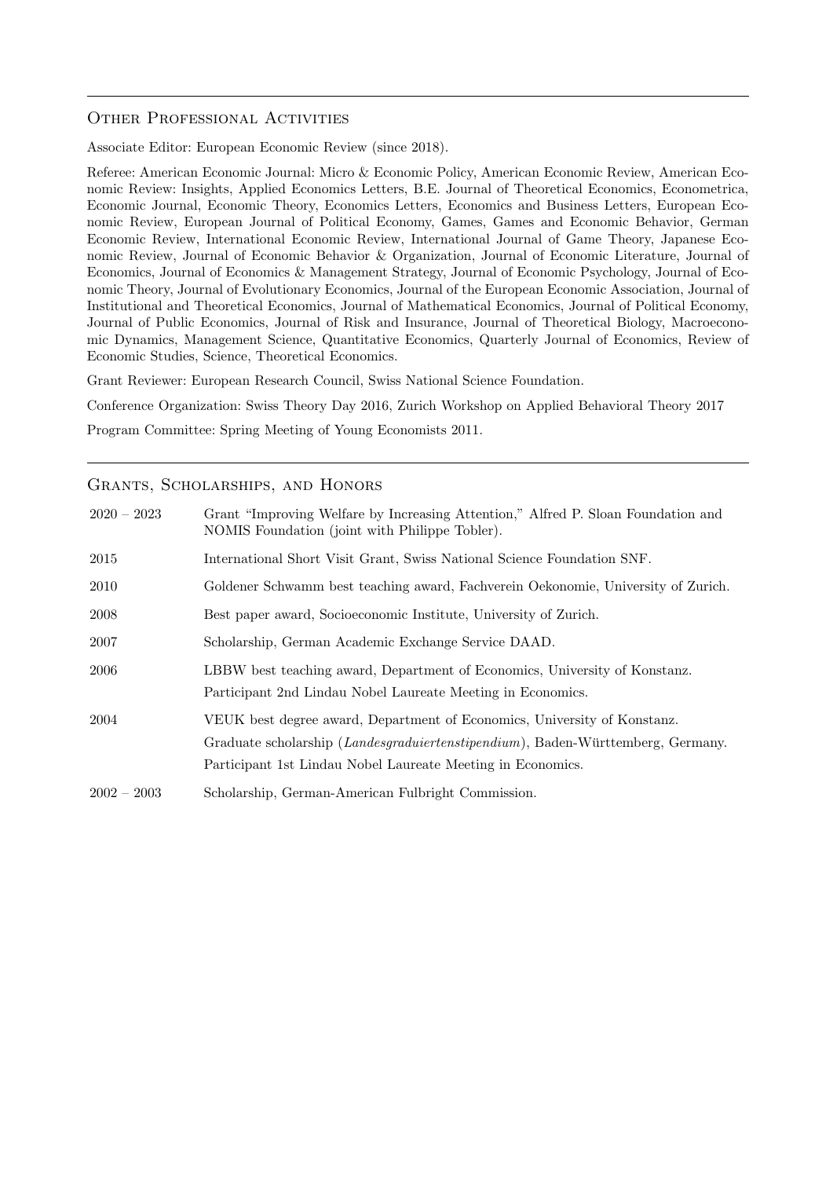## Other Professional Activities

Associate Editor: European Economic Review (since 2018).

Referee: American Economic Journal: Micro & Economic Policy, American Economic Review, American Economic Review: Insights, Applied Economics Letters, B.E. Journal of Theoretical Economics, Econometrica, Economic Journal, Economic Theory, Economics Letters, Economics and Business Letters, European Economic Review, European Journal of Political Economy, Games, Games and Economic Behavior, German Economic Review, International Economic Review, International Journal of Game Theory, Japanese Economic Review, Journal of Economic Behavior & Organization, Journal of Economic Literature, Journal of Economics, Journal of Economics & Management Strategy, Journal of Economic Psychology, Journal of Economic Theory, Journal of Evolutionary Economics, Journal of the European Economic Association, Journal of Institutional and Theoretical Economics, Journal of Mathematical Economics, Journal of Political Economy, Journal of Public Economics, Journal of Risk and Insurance, Journal of Theoretical Biology, Macroeconomic Dynamics, Management Science, Quantitative Economics, Quarterly Journal of Economics, Review of Economic Studies, Science, Theoretical Economics.

Grant Reviewer: European Research Council, Swiss National Science Foundation.

Conference Organization: Swiss Theory Day 2016, Zurich Workshop on Applied Behavioral Theory 2017

Program Committee: Spring Meeting of Young Economists 2011.

## Grants, Scholarships, and Honors

| | |
|---|---|
| 2020 – 2023 | Grant "Improving Welfare by Increasing Attention," Alfred P. Sloan Foundation and NOMIS Foundation (joint with Philippe Tobler). |
| 2015 | International Short Visit Grant, Swiss National Science Foundation SNF. |
| 2010 | Goldener Schwamm best teaching award, Fachverein Oekonomie, University of Zurich. |
| 2008 | Best paper award, Socioeconomic Institute, University of Zurich. |
| 2007 | Scholarship, German Academic Exchange Service DAAD. |
| 2006 | LBBW best teaching award, Department of Economics, University of Konstanz.<br>Participant 2nd Lindau Nobel Laureate Meeting in Economics. |
| 2004 | VEUK best degree award, Department of Economics, University of Konstanz.<br>Graduate scholarship (*Landesgraduiertenstipendium*), Baden-Württemberg, Germany.<br>Participant 1st Lindau Nobel Laureate Meeting in Economics. |
| 2002 – 2003 | Scholarship, German-American Fulbright Commission. |